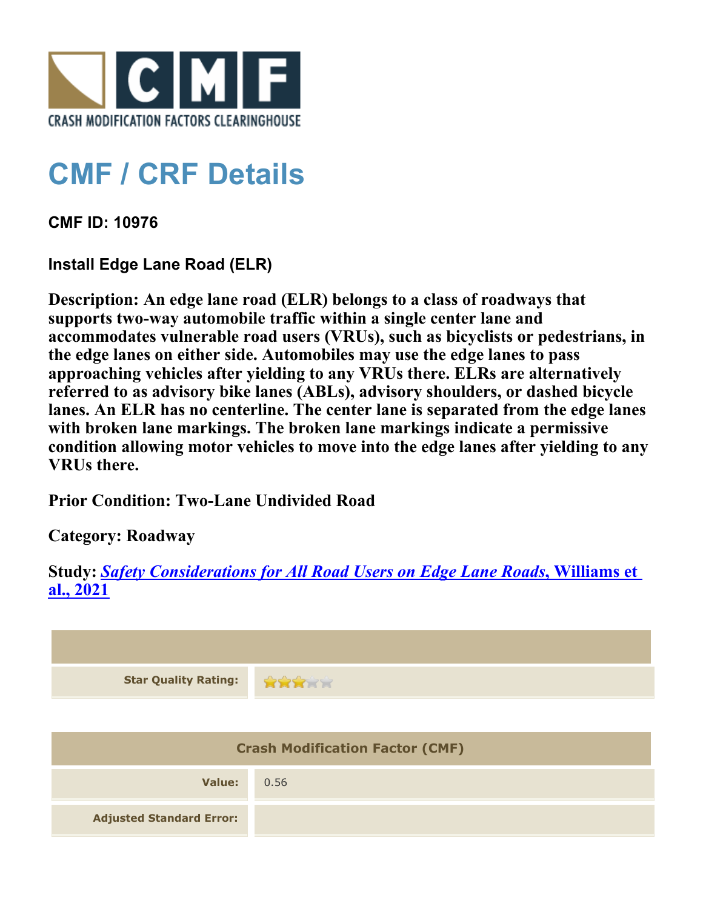CRASH MODIFICATION FACTORS CLEARINGHOUSE

# CMF / CRF Details

**CMF ID: 10976**

**Install Edge Lane Road (ELR)**

**Description: An edge lane road (ELR) belongs to a class of roadways that supports two-way automobile traffic within a single center lane and accommodates vulnerable road users (VRUs), such as bicyclists or pedestrians, in the edge lanes on either side. Automobiles may use the edge lanes to pass approaching vehicles after yielding to any VRUs there. ELRs are alternatively referred to as advisory bike lanes (ABLs), advisory shoulders, or dashed bicycle lanes. An ELR has no centerline. The center lane is separated from the edge lanes with broken lane markings. The broken lane markings indicate a permissive condition allowing motor vehicles to move into the edge lanes after yielding to any VRUs there.**

**Prior Condition: Two-Lane Undivided Road**

**Category: Roadway**

**Study: *Safety Considerations for All Road Users on Edge Lane Roads*, Williams et al., 2021**

| | |
|---|---|
| **Star Quality Rating:** | 3 of 5 stars |

| Crash Modification Factor (CMF) | |
|---|---|
| **Value:** | 0.56 |
| **Adjusted Standard Error:** | |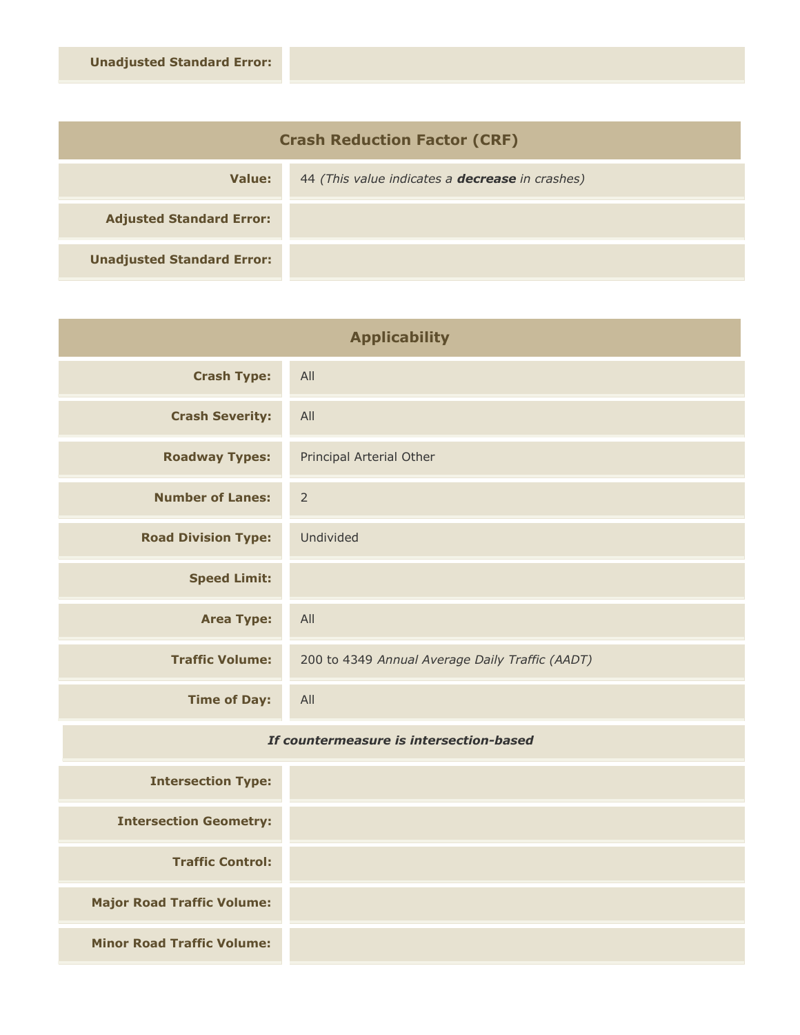| | |
|---|---|
| **Unadjusted Standard Error:** | |

## Crash Reduction Factor (CRF)

| | |
|---|---|
| **Value:** | 44 *(This value indicates a* ***decrease*** *in crashes)* |
| **Adjusted Standard Error:** | |
| **Unadjusted Standard Error:** | |

## Applicability

| | |
|---|---|
| **Crash Type:** | All |
| **Crash Severity:** | All |
| **Roadway Types:** | Principal Arterial Other |
| **Number of Lanes:** | 2 |
| **Road Division Type:** | Undivided |
| **Speed Limit:** | |
| **Area Type:** | All |
| **Traffic Volume:** | 200 to 4349 *Annual Average Daily Traffic (AADT)* |
| **Time of Day:** | All |

***If countermeasure is intersection-based***

| | |
|---|---|
| **Intersection Type:** | |
| **Intersection Geometry:** | |
| **Traffic Control:** | |
| **Major Road Traffic Volume:** | |
| **Minor Road Traffic Volume:** | |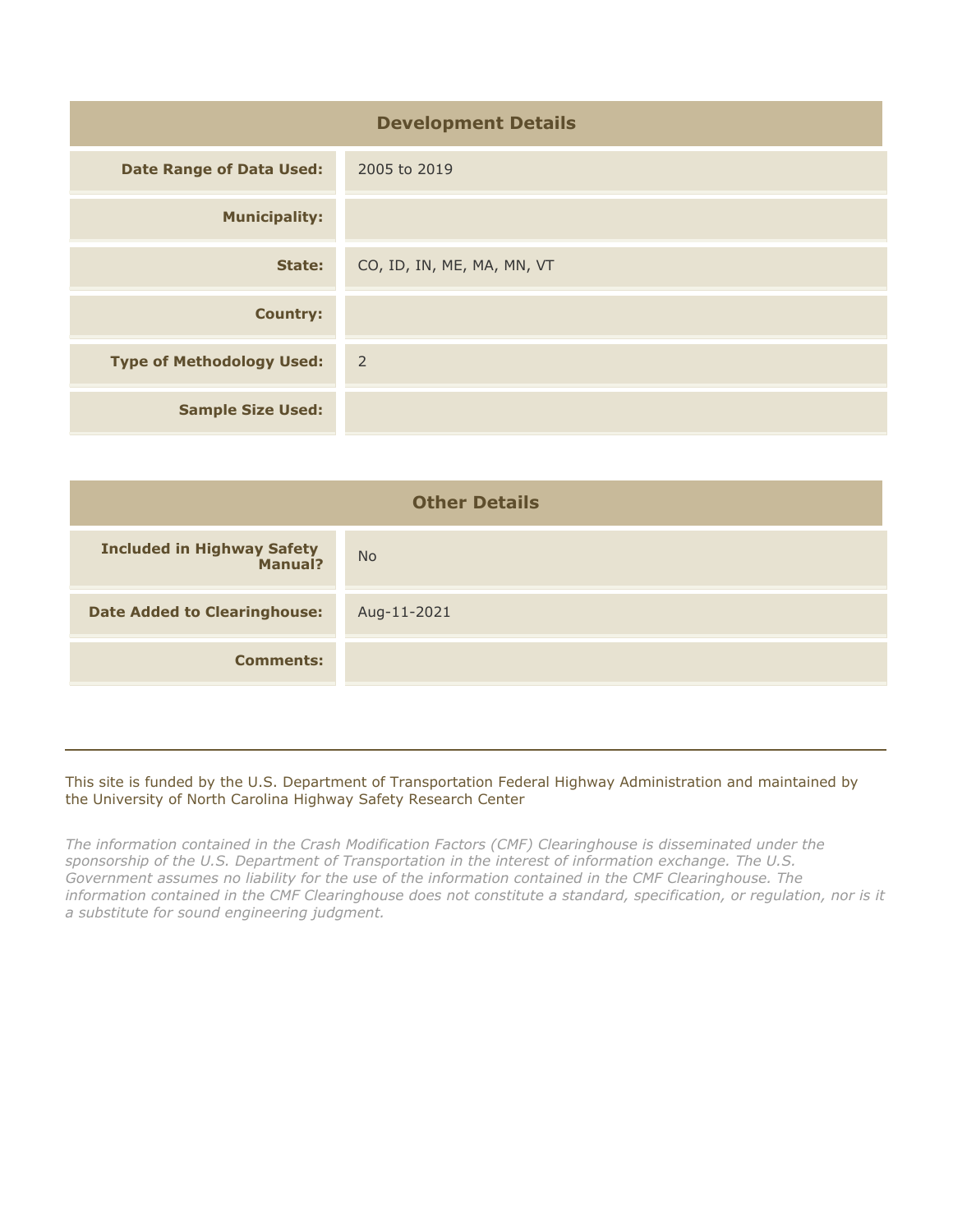## Development Details

| | |
|---|---|
| **Date Range of Data Used:** | 2005 to 2019 |
| **Municipality:** | |
| **State:** | CO, ID, IN, ME, MA, MN, VT |
| **Country:** | |
| **Type of Methodology Used:** | 2 |
| **Sample Size Used:** | |

## Other Details

| | |
|---|---|
| **Included in Highway Safety Manual?** | No |
| **Date Added to Clearinghouse:** | Aug-11-2021 |
| **Comments:** | |

---

This site is funded by the U.S. Department of Transportation Federal Highway Administration and maintained by the University of North Carolina Highway Safety Research Center

*The information contained in the Crash Modification Factors (CMF) Clearinghouse is disseminated under the sponsorship of the U.S. Department of Transportation in the interest of information exchange. The U.S. Government assumes no liability for the use of the information contained in the CMF Clearinghouse. The information contained in the CMF Clearinghouse does not constitute a standard, specification, or regulation, nor is it a substitute for sound engineering judgment.*